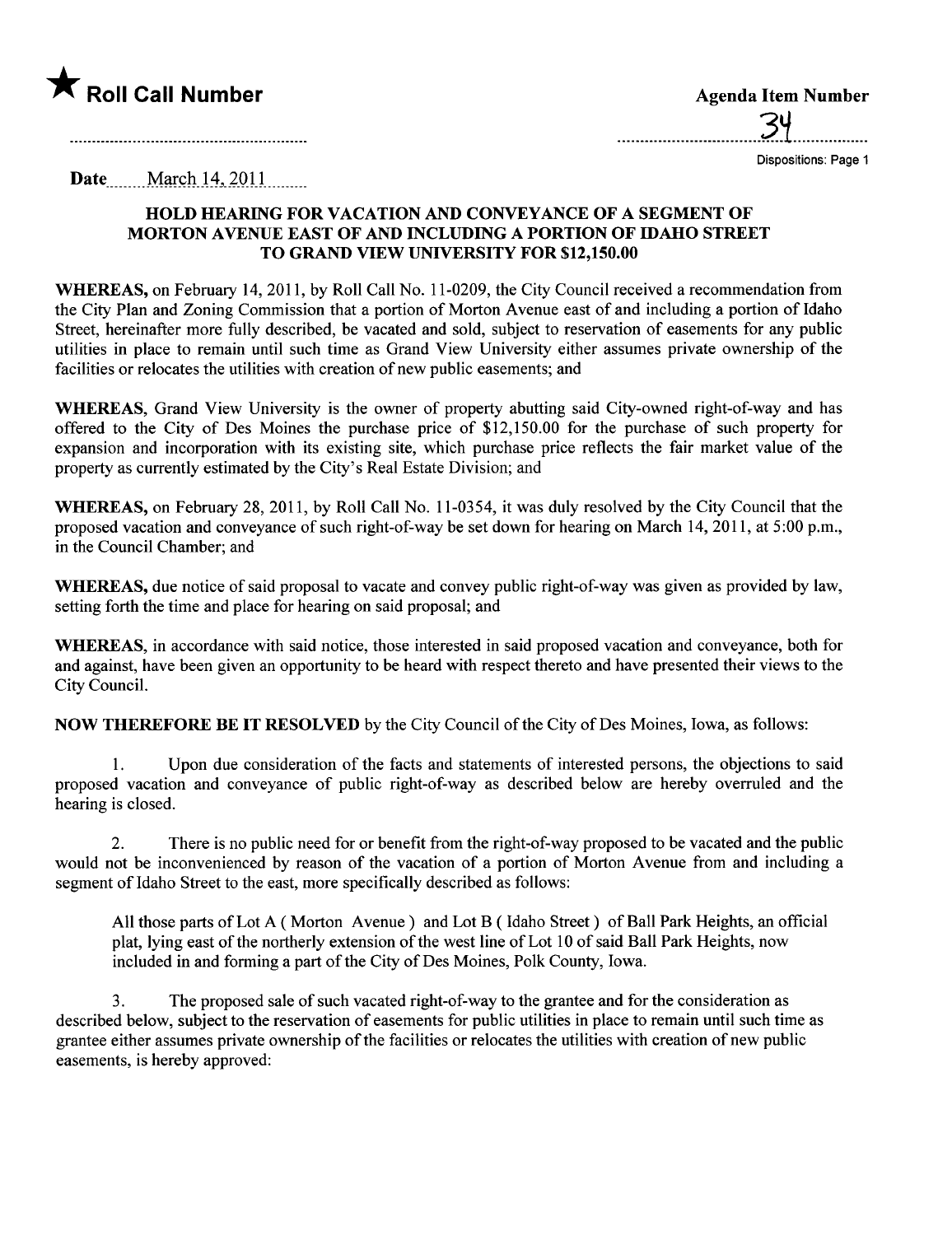★ **Roll Call Number**

**Agenda Item Number**

34

Dispositions: Page 1

**Date** March 14, 2011

## HOLD HEARING FOR VACATION AND CONVEYANCE OF A SEGMENT OF MORTON AVENUE EAST OF AND INCLUDING A PORTION OF IDAHO STREET TO GRAND VIEW UNIVERSITY FOR $12,150.00

**WHEREAS,** on February 14, 2011, by Roll Call No. 11-0209, the City Council received a recommendation from the City Plan and Zoning Commission that a portion of Morton Avenue east of and including a portion of Idaho Street, hereinafter more fully described, be vacated and sold, subject to reservation of easements for any public utilities in place to remain until such time as Grand View University either assumes private ownership of the facilities or relocates the utilities with creation of new public easements; and

**WHEREAS,** Grand View University is the owner of property abutting said City-owned right-of-way and has offered to the City of Des Moines the purchase price of $12,150.00 for the purchase of such property for expansion and incorporation with its existing site, which purchase price reflects the fair market value of the property as currently estimated by the City's Real Estate Division; and

**WHEREAS,** on February 28, 2011, by Roll Call No. 11-0354, it was duly resolved by the City Council that the proposed vacation and conveyance of such right-of-way be set down for hearing on March 14, 2011, at 5:00 p.m., in the Council Chamber; and

**WHEREAS,** due notice of said proposal to vacate and convey public right-of-way was given as provided by law, setting forth the time and place for hearing on said proposal; and

**WHEREAS,** in accordance with said notice, those interested in said proposed vacation and conveyance, both for and against, have been given an opportunity to be heard with respect thereto and have presented their views to the City Council.

**NOW THEREFORE BE IT RESOLVED** by the City Council of the City of Des Moines, Iowa, as follows:

1. Upon due consideration of the facts and statements of interested persons, the objections to said proposed vacation and conveyance of public right-of-way as described below are hereby overruled and the hearing is closed.

2. There is no public need for or benefit from the right-of-way proposed to be vacated and the public would not be inconvenienced by reason of the vacation of a portion of Morton Avenue from and including a segment of Idaho Street to the east, more specifically described as follows:

   All those parts of Lot A ( Morton Avenue ) and Lot B ( Idaho Street ) of Ball Park Heights, an official plat, lying east of the northerly extension of the west line of Lot 10 of said Ball Park Heights, now included in and forming a part of the City of Des Moines, Polk County, Iowa.

3. The proposed sale of such vacated right-of-way to the grantee and for the consideration as described below, subject to the reservation of easements for public utilities in place to remain until such time as grantee either assumes private ownership of the facilities or relocates the utilities with creation of new public easements, is hereby approved: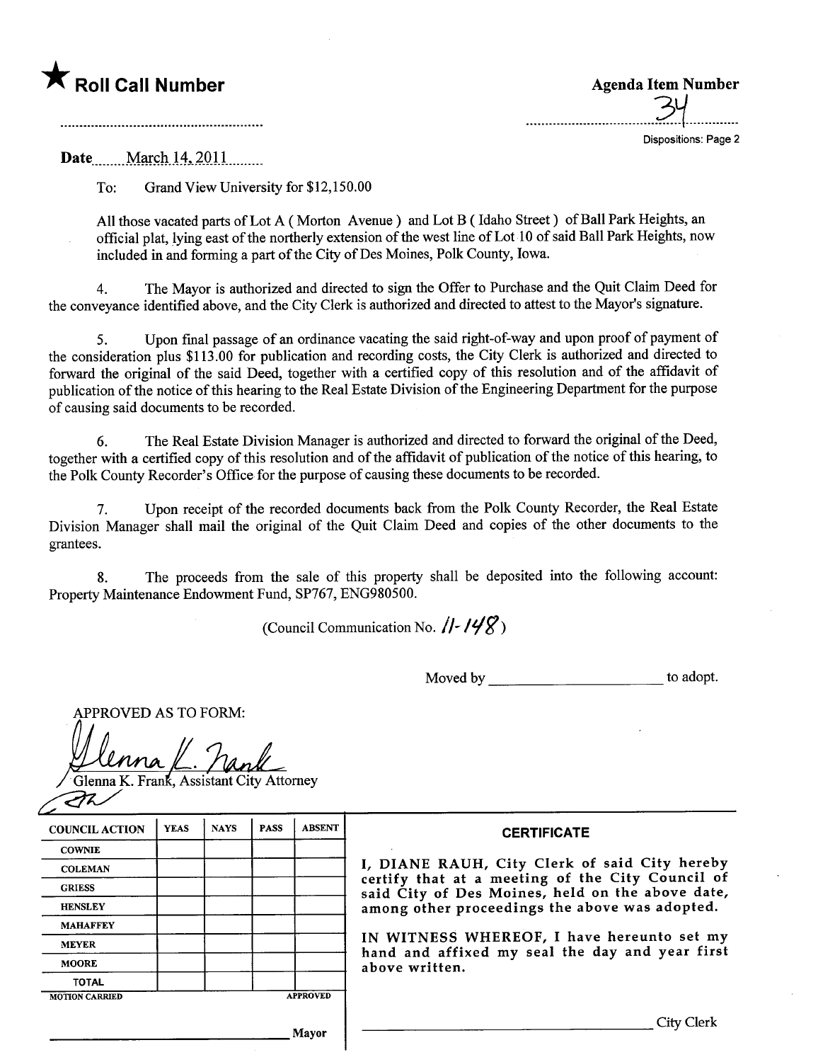★ **Roll Call Number**

..........................................................

**Agenda Item Number**

34

Dispositions: Page 2

**Date** March 14, 2011

To: Grand View University for $12,150.00

All those vacated parts of Lot A ( Morton Avenue ) and Lot B ( Idaho Street ) of Ball Park Heights, an official plat, lying east of the northerly extension of the west line of Lot 10 of said Ball Park Heights, now included in and forming a part of the City of Des Moines, Polk County, Iowa.

4. The Mayor is authorized and directed to sign the Offer to Purchase and the Quit Claim Deed for the conveyance identified above, and the City Clerk is authorized and directed to attest to the Mayor's signature.

5. Upon final passage of an ordinance vacating the said right-of-way and upon proof of payment of the consideration plus $113.00 for publication and recording costs, the City Clerk is authorized and directed to forward the original of the said Deed, together with a certified copy of this resolution and of the affidavit of publication of the notice of this hearing to the Real Estate Division of the Engineering Department for the purpose of causing said documents to be recorded.

6. The Real Estate Division Manager is authorized and directed to forward the original of the Deed, together with a certified copy of this resolution and of the affidavit of publication of the notice of this hearing, to the Polk County Recorder's Office for the purpose of causing these documents to be recorded.

7. Upon receipt of the recorded documents back from the Polk County Recorder, the Real Estate Division Manager shall mail the original of the Quit Claim Deed and copies of the other documents to the grantees.

8. The proceeds from the sale of this property shall be deposited into the following account: Property Maintenance Endowment Fund, SP767, ENG980500.

(Council Communication No. 11-148)

Moved by ______________________ to adopt.

APPROVED AS TO FORM:

Glenna K. Frank, Assistant City Attorney

| COUNCIL ACTION | YEAS | NAYS | PASS | ABSENT |
| --- | --- | --- | --- | --- |
| COWNIE | | | | |
| COLEMAN | | | | |
| GRIESS | | | | |
| HENSLEY | | | | |
| MAHAFFEY | | | | |
| MEYER | | | | |
| MOORE | | | | |
| TOTAL | | | | |

MOTION CARRIED APPROVED

______________________ Mayor

**CERTIFICATE**

I, DIANE RAUH, City Clerk of said City hereby certify that at a meeting of the City Council of said City of Des Moines, held on the above date, among other proceedings the above was adopted.

IN WITNESS WHEREOF, I have hereunto set my hand and affixed my seal the day and year first above written.

______________________ City Clerk